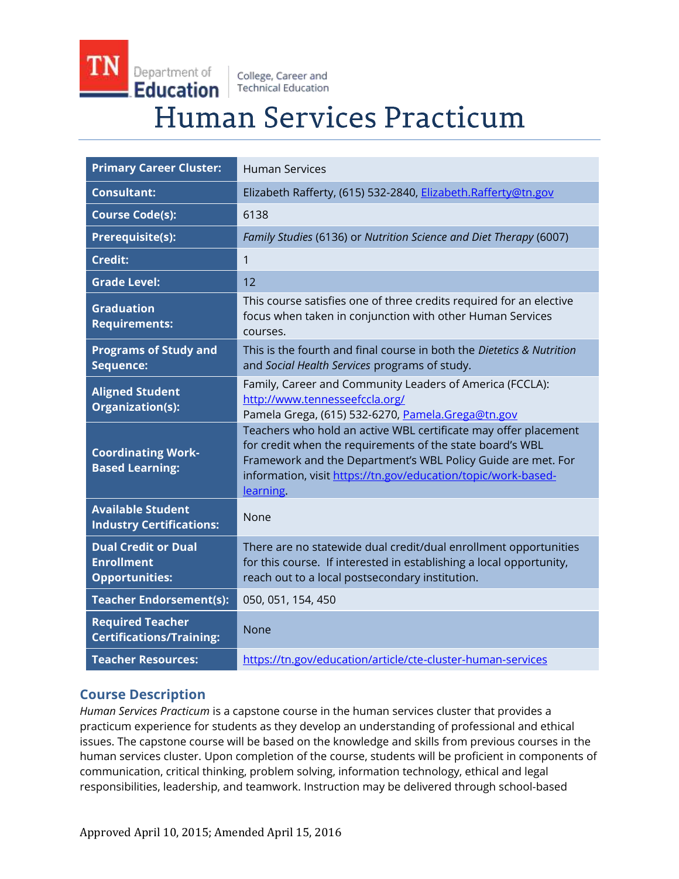# Human Services Practicum

| | |
|---|---|
| **Primary Career Cluster:** | Human Services |
| **Consultant:** | Elizabeth Rafferty, (615) 532-2840, Elizabeth.Rafferty@tn.gov |
| **Course Code(s):** | 6138 |
| **Prerequisite(s):** | *Family Studies* (6136) or *Nutrition Science and Diet Therapy* (6007) |
| **Credit:** | 1 |
| **Grade Level:** | 12 |
| **Graduation Requirements:** | This course satisfies one of three credits required for an elective focus when taken in conjunction with other Human Services courses. |
| **Programs of Study and Sequence:** | This is the fourth and final course in both the *Dietetics & Nutrition* and *Social Health Services* programs of study. |
| **Aligned Student Organization(s):** | Family, Career and Community Leaders of America (FCCLA): http://www.tennesseefccla.org/ Pamela Grega, (615) 532-6270, Pamela.Grega@tn.gov |
| **Coordinating Work-Based Learning:** | Teachers who hold an active WBL certificate may offer placement for credit when the requirements of the state board's WBL Framework and the Department's WBL Policy Guide are met. For information, visit https://tn.gov/education/topic/work-based-learning. |
| **Available Student Industry Certifications:** | None |
| **Dual Credit or Dual Enrollment Opportunities:** | There are no statewide dual credit/dual enrollment opportunities for this course. If interested in establishing a local opportunity, reach out to a local postsecondary institution. |
| **Teacher Endorsement(s):** | 050, 051, 154, 450 |
| **Required Teacher Certifications/Training:** | None |
| **Teacher Resources:** | https://tn.gov/education/article/cte-cluster-human-services |

## Course Description

*Human Services Practicum* is a capstone course in the human services cluster that provides a practicum experience for students as they develop an understanding of professional and ethical issues. The capstone course will be based on the knowledge and skills from previous courses in the human services cluster. Upon completion of the course, students will be proficient in components of communication, critical thinking, problem solving, information technology, ethical and legal responsibilities, leadership, and teamwork. Instruction may be delivered through school-based

Approved April 10, 2015; Amended April 15, 2016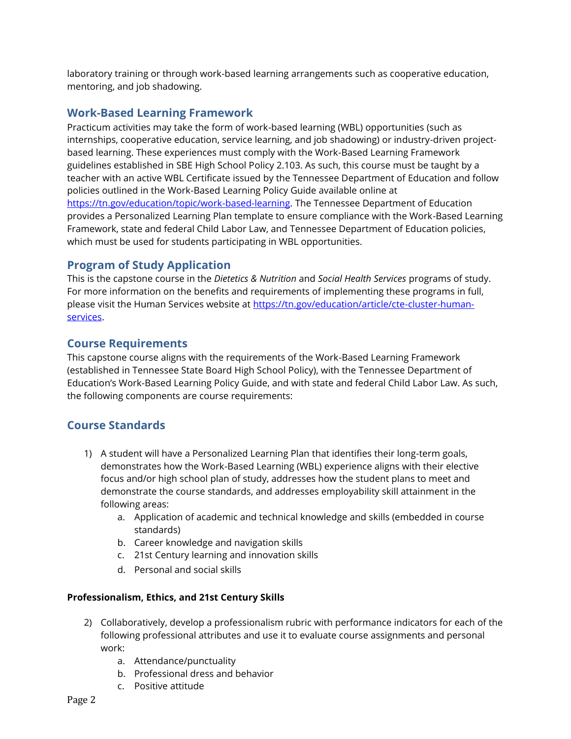laboratory training or through work-based learning arrangements such as cooperative education, mentoring, and job shadowing.

## Work-Based Learning Framework

Practicum activities may take the form of work-based learning (WBL) opportunities (such as internships, cooperative education, service learning, and job shadowing) or industry-driven project-based learning. These experiences must comply with the Work-Based Learning Framework guidelines established in SBE High School Policy 2.103. As such, this course must be taught by a teacher with an active WBL Certificate issued by the Tennessee Department of Education and follow policies outlined in the Work-Based Learning Policy Guide available online at [https://tn.gov/education/topic/work-based-learning](https://tn.gov/education/topic/work-based-learning). The Tennessee Department of Education provides a Personalized Learning Plan template to ensure compliance with the Work-Based Learning Framework, state and federal Child Labor Law, and Tennessee Department of Education policies, which must be used for students participating in WBL opportunities.

## Program of Study Application

This is the capstone course in the *Dietetics & Nutrition* and *Social Health Services* programs of study. For more information on the benefits and requirements of implementing these programs in full, please visit the Human Services website at [https://tn.gov/education/article/cte-cluster-human-services](https://tn.gov/education/article/cte-cluster-human-services).

## Course Requirements

This capstone course aligns with the requirements of the Work-Based Learning Framework (established in Tennessee State Board High School Policy), with the Tennessee Department of Education's Work-Based Learning Policy Guide, and with state and federal Child Labor Law. As such, the following components are course requirements:

## Course Standards

1) A student will have a Personalized Learning Plan that identifies their long-term goals, demonstrates how the Work-Based Learning (WBL) experience aligns with their elective focus and/or high school plan of study, addresses how the student plans to meet and demonstrate the course standards, and addresses employability skill attainment in the following areas:
    a. Application of academic and technical knowledge and skills (embedded in course standards)
    b. Career knowledge and navigation skills
    c. 21st Century learning and innovation skills
    d. Personal and social skills

**Professionalism, Ethics, and 21st Century Skills**

2) Collaboratively, develop a professionalism rubric with performance indicators for each of the following professional attributes and use it to evaluate course assignments and personal work:
    a. Attendance/punctuality
    b. Professional dress and behavior
    c. Positive attitude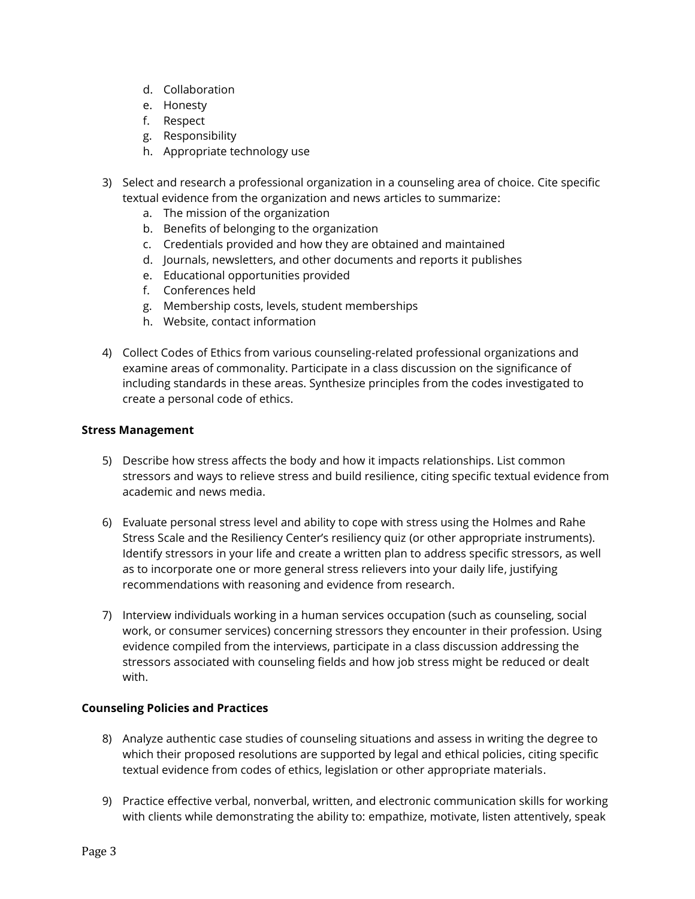d. Collaboration
   e. Honesty
   f. Respect
   g. Responsibility
   h. Appropriate technology use

3) Select and research a professional organization in a counseling area of choice. Cite specific textual evidence from the organization and news articles to summarize:
   a. The mission of the organization
   b. Benefits of belonging to the organization
   c. Credentials provided and how they are obtained and maintained
   d. Journals, newsletters, and other documents and reports it publishes
   e. Educational opportunities provided
   f. Conferences held
   g. Membership costs, levels, student memberships
   h. Website, contact information

4) Collect Codes of Ethics from various counseling-related professional organizations and examine areas of commonality. Participate in a class discussion on the significance of including standards in these areas. Synthesize principles from the codes investigated to create a personal code of ethics.

**Stress Management**

5) Describe how stress affects the body and how it impacts relationships. List common stressors and ways to relieve stress and build resilience, citing specific textual evidence from academic and news media.

6) Evaluate personal stress level and ability to cope with stress using the Holmes and Rahe Stress Scale and the Resiliency Center's resiliency quiz (or other appropriate instruments). Identify stressors in your life and create a written plan to address specific stressors, as well as to incorporate one or more general stress relievers into your daily life, justifying recommendations with reasoning and evidence from research.

7) Interview individuals working in a human services occupation (such as counseling, social work, or consumer services) concerning stressors they encounter in their profession. Using evidence compiled from the interviews, participate in a class discussion addressing the stressors associated with counseling fields and how job stress might be reduced or dealt with.

**Counseling Policies and Practices**

8) Analyze authentic case studies of counseling situations and assess in writing the degree to which their proposed resolutions are supported by legal and ethical policies, citing specific textual evidence from codes of ethics, legislation or other appropriate materials.

9) Practice effective verbal, nonverbal, written, and electronic communication skills for working with clients while demonstrating the ability to: empathize, motivate, listen attentively, speak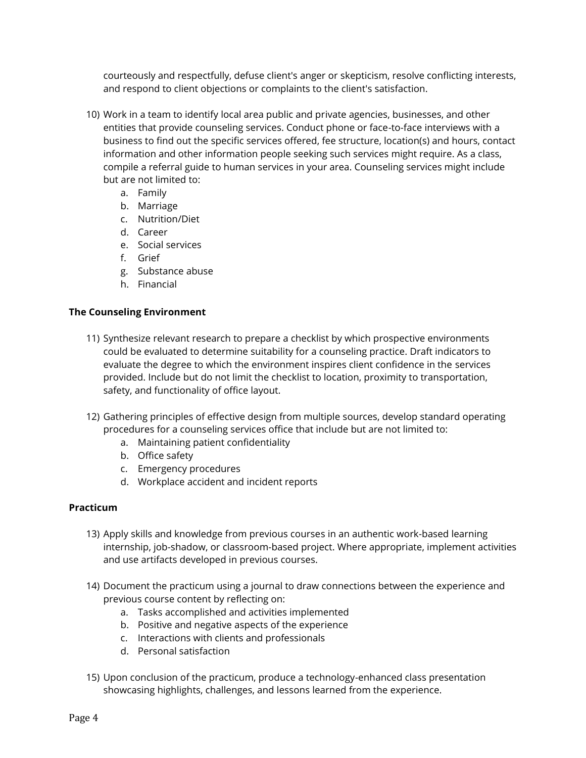courteously and respectfully, defuse client's anger or skepticism, resolve conflicting interests, and respond to client objections or complaints to the client's satisfaction.

10) Work in a team to identify local area public and private agencies, businesses, and other entities that provide counseling services. Conduct phone or face-to-face interviews with a business to find out the specific services offered, fee structure, location(s) and hours, contact information and other information people seeking such services might require. As a class, compile a referral guide to human services in your area. Counseling services might include but are not limited to:
    a. Family
    b. Marriage
    c. Nutrition/Diet
    d. Career
    e. Social services
    f. Grief
    g. Substance abuse
    h. Financial

**The Counseling Environment**

11) Synthesize relevant research to prepare a checklist by which prospective environments could be evaluated to determine suitability for a counseling practice. Draft indicators to evaluate the degree to which the environment inspires client confidence in the services provided. Include but do not limit the checklist to location, proximity to transportation, safety, and functionality of office layout.

12) Gathering principles of effective design from multiple sources, develop standard operating procedures for a counseling services office that include but are not limited to:
    a. Maintaining patient confidentiality
    b. Office safety
    c. Emergency procedures
    d. Workplace accident and incident reports

**Practicum**

13) Apply skills and knowledge from previous courses in an authentic work-based learning internship, job-shadow, or classroom-based project. Where appropriate, implement activities and use artifacts developed in previous courses.

14) Document the practicum using a journal to draw connections between the experience and previous course content by reflecting on:
    a. Tasks accomplished and activities implemented
    b. Positive and negative aspects of the experience
    c. Interactions with clients and professionals
    d. Personal satisfaction

15) Upon conclusion of the practicum, produce a technology-enhanced class presentation showcasing highlights, challenges, and lessons learned from the experience.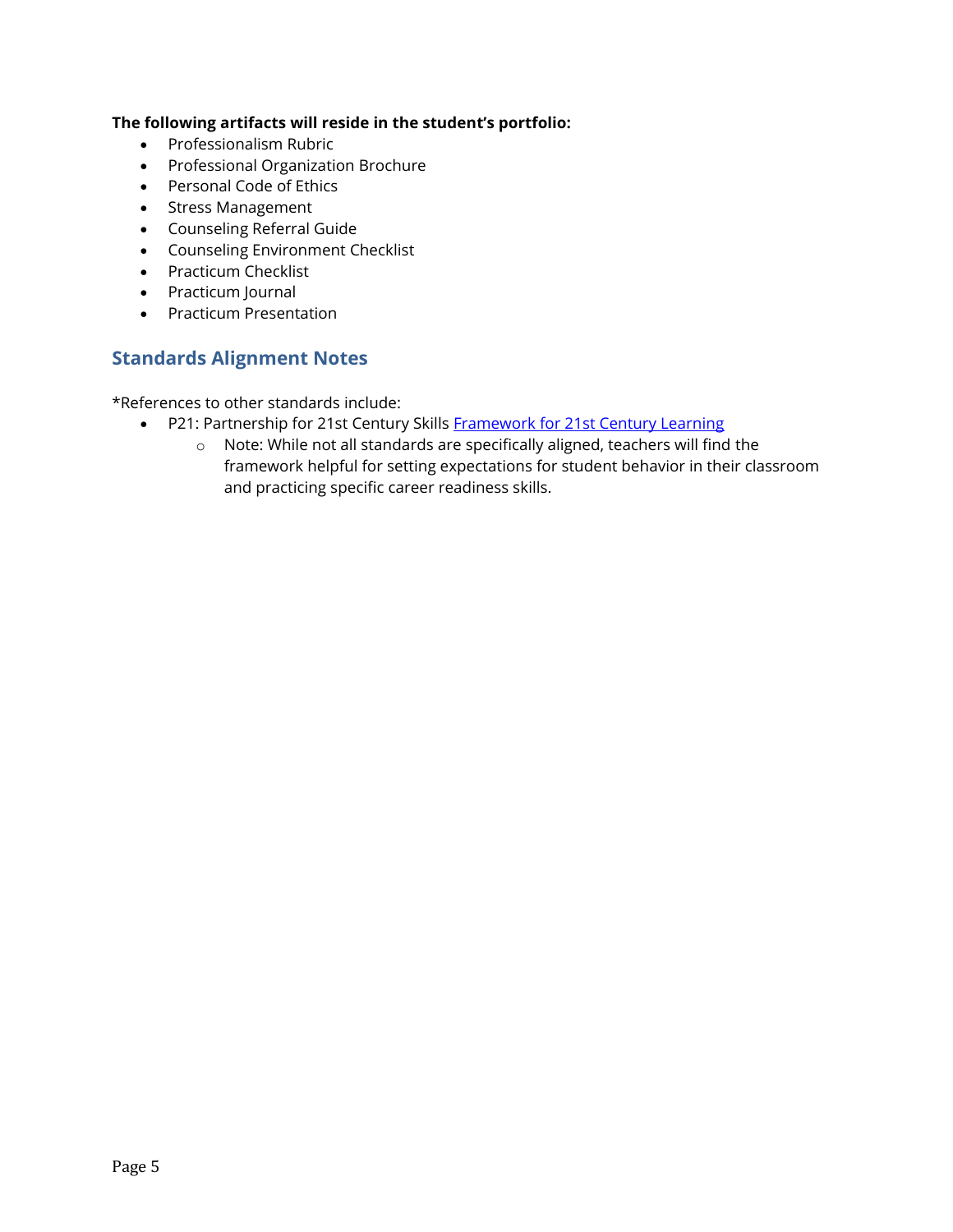**The following artifacts will reside in the student's portfolio:**

- Professionalism Rubric
- Professional Organization Brochure
- Personal Code of Ethics
- Stress Management
- Counseling Referral Guide
- Counseling Environment Checklist
- Practicum Checklist
- Practicum Journal
- Practicum Presentation

## Standards Alignment Notes

*References to other standards include:

- P21: Partnership for 21st Century Skills [Framework for 21st Century Learning]
  - Note: While not all standards are specifically aligned, teachers will find the framework helpful for setting expectations for student behavior in their classroom and practicing specific career readiness skills.